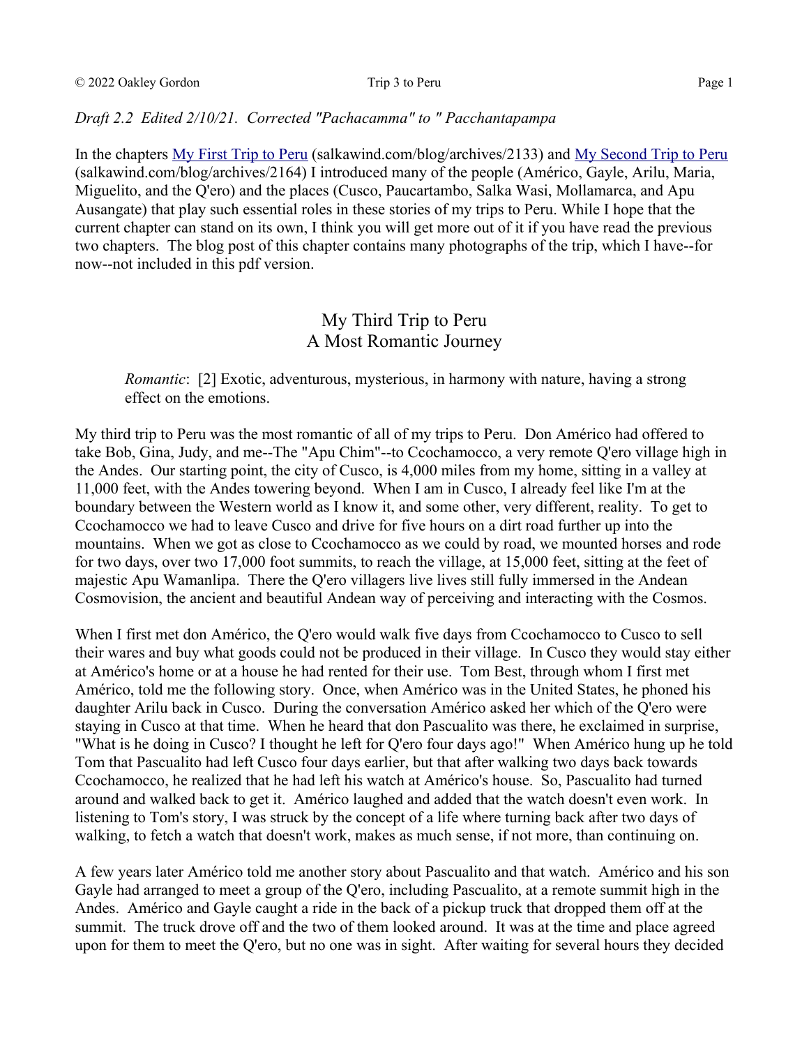*Draft 2.2 Edited 2/10/21. Corrected "Pachacamma" to " Pacchantapampa*

In the chapters [My First Trip to Peru](salkawind.com/blog/archives/2133) (salkawind.com/blog/archives/2133) and [My Second Trip to Peru](salkawind.com/blog/archives/2164) (salkawind.com/blog/archives/2164) I introduced many of the people (Américo, Gayle, Arilu, Maria, Miguelito, and the Q'ero) and the places (Cusco, Paucartambo, Salka Wasi, Mollamarca, and Apu Ausangate) that play such essential roles in these stories of my trips to Peru. While I hope that the current chapter can stand on its own, I think you will get more out of it if you have read the previous two chapters. The blog post of this chapter contains many photographs of the trip, which I have--for now--not included in this pdf version.

# My Third Trip to Peru
## A Most Romantic Journey

> *Romantic*: [2] Exotic, adventurous, mysterious, in harmony with nature, having a strong effect on the emotions.

My third trip to Peru was the most romantic of all of my trips to Peru. Don Américo had offered to take Bob, Gina, Judy, and me--The "Apu Chim"--to Ccochamocco, a very remote Q'ero village high in the Andes. Our starting point, the city of Cusco, is 4,000 miles from my home, sitting in a valley at 11,000 feet, with the Andes towering beyond. When I am in Cusco, I already feel like I'm at the boundary between the Western world as I know it, and some other, very different, reality. To get to Ccochamocco we had to leave Cusco and drive for five hours on a dirt road further up into the mountains. When we got as close to Ccochamocco as we could by road, we mounted horses and rode for two days, over two 17,000 foot summits, to reach the village, at 15,000 feet, sitting at the feet of majestic Apu Wamanlipa. There the Q'ero villagers live lives still fully immersed in the Andean Cosmovision, the ancient and beautiful Andean way of perceiving and interacting with the Cosmos.

When I first met don Américo, the Q'ero would walk five days from Ccochamocco to Cusco to sell their wares and buy what goods could not be produced in their village. In Cusco they would stay either at Américo's home or at a house he had rented for their use. Tom Best, through whom I first met Américo, told me the following story. Once, when Américo was in the United States, he phoned his daughter Arilu back in Cusco. During the conversation Américo asked her which of the Q'ero were staying in Cusco at that time. When he heard that don Pascualito was there, he exclaimed in surprise, "What is he doing in Cusco? I thought he left for Q'ero four days ago!" When Américo hung up he told Tom that Pascualito had left Cusco four days earlier, but that after walking two days back towards Ccochamocco, he realized that he had left his watch at Américo's house. So, Pascualito had turned around and walked back to get it. Américo laughed and added that the watch doesn't even work. In listening to Tom's story, I was struck by the concept of a life where turning back after two days of walking, to fetch a watch that doesn't work, makes as much sense, if not more, than continuing on.

A few years later Américo told me another story about Pascualito and that watch. Américo and his son Gayle had arranged to meet a group of the Q'ero, including Pascualito, at a remote summit high in the Andes. Américo and Gayle caught a ride in the back of a pickup truck that dropped them off at the summit. The truck drove off and the two of them looked around. It was at the time and place agreed upon for them to meet the Q'ero, but no one was in sight. After waiting for several hours they decided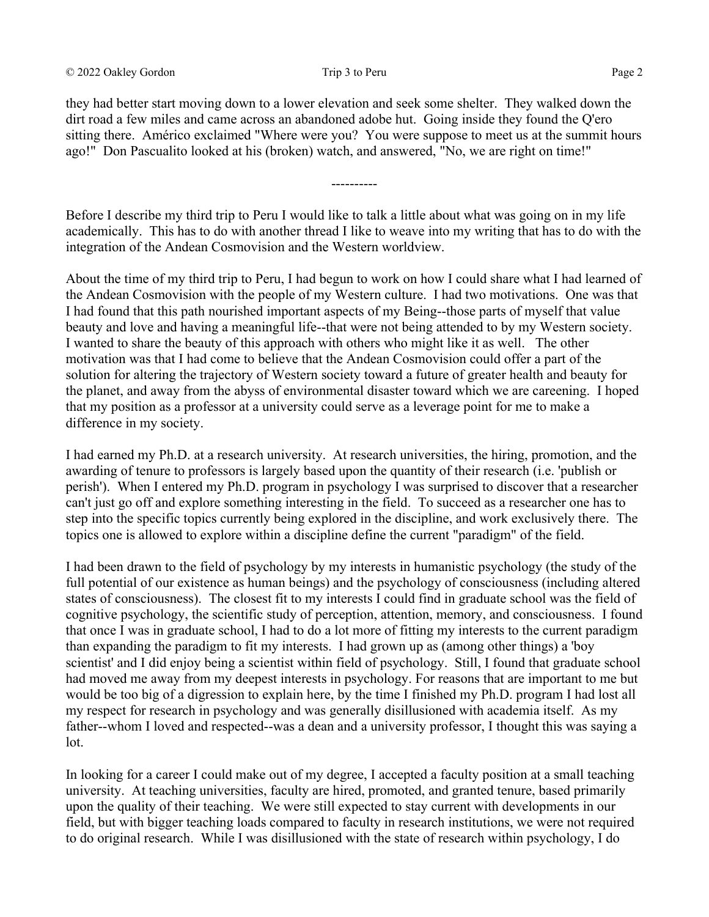they had better start moving down to a lower elevation and seek some shelter. They walked down the dirt road a few miles and came across an abandoned adobe hut. Going inside they found the Q'ero sitting there. Américo exclaimed "Where were you? You were suppose to meet us at the summit hours ago!" Don Pascualito looked at his (broken) watch, and answered, "No, we are right on time!"

----------

Before I describe my third trip to Peru I would like to talk a little about what was going on in my life academically. This has to do with another thread I like to weave into my writing that has to do with the integration of the Andean Cosmovision and the Western worldview.

About the time of my third trip to Peru, I had begun to work on how I could share what I had learned of the Andean Cosmovision with the people of my Western culture. I had two motivations. One was that I had found that this path nourished important aspects of my Being--those parts of myself that value beauty and love and having a meaningful life--that were not being attended to by my Western society. I wanted to share the beauty of this approach with others who might like it as well. The other motivation was that I had come to believe that the Andean Cosmovision could offer a part of the solution for altering the trajectory of Western society toward a future of greater health and beauty for the planet, and away from the abyss of environmental disaster toward which we are careening. I hoped that my position as a professor at a university could serve as a leverage point for me to make a difference in my society.

I had earned my Ph.D. at a research university. At research universities, the hiring, promotion, and the awarding of tenure to professors is largely based upon the quantity of their research (i.e. 'publish or perish'). When I entered my Ph.D. program in psychology I was surprised to discover that a researcher can't just go off and explore something interesting in the field. To succeed as a researcher one has to step into the specific topics currently being explored in the discipline, and work exclusively there. The topics one is allowed to explore within a discipline define the current "paradigm" of the field.

I had been drawn to the field of psychology by my interests in humanistic psychology (the study of the full potential of our existence as human beings) and the psychology of consciousness (including altered states of consciousness). The closest fit to my interests I could find in graduate school was the field of cognitive psychology, the scientific study of perception, attention, memory, and consciousness. I found that once I was in graduate school, I had to do a lot more of fitting my interests to the current paradigm than expanding the paradigm to fit my interests. I had grown up as (among other things) a 'boy scientist' and I did enjoy being a scientist within field of psychology. Still, I found that graduate school had moved me away from my deepest interests in psychology. For reasons that are important to me but would be too big of a digression to explain here, by the time I finished my Ph.D. program I had lost all my respect for research in psychology and was generally disillusioned with academia itself. As my father--whom I loved and respected--was a dean and a university professor, I thought this was saying a lot.

In looking for a career I could make out of my degree, I accepted a faculty position at a small teaching university. At teaching universities, faculty are hired, promoted, and granted tenure, based primarily upon the quality of their teaching. We were still expected to stay current with developments in our field, but with bigger teaching loads compared to faculty in research institutions, we were not required to do original research. While I was disillusioned with the state of research within psychology, I do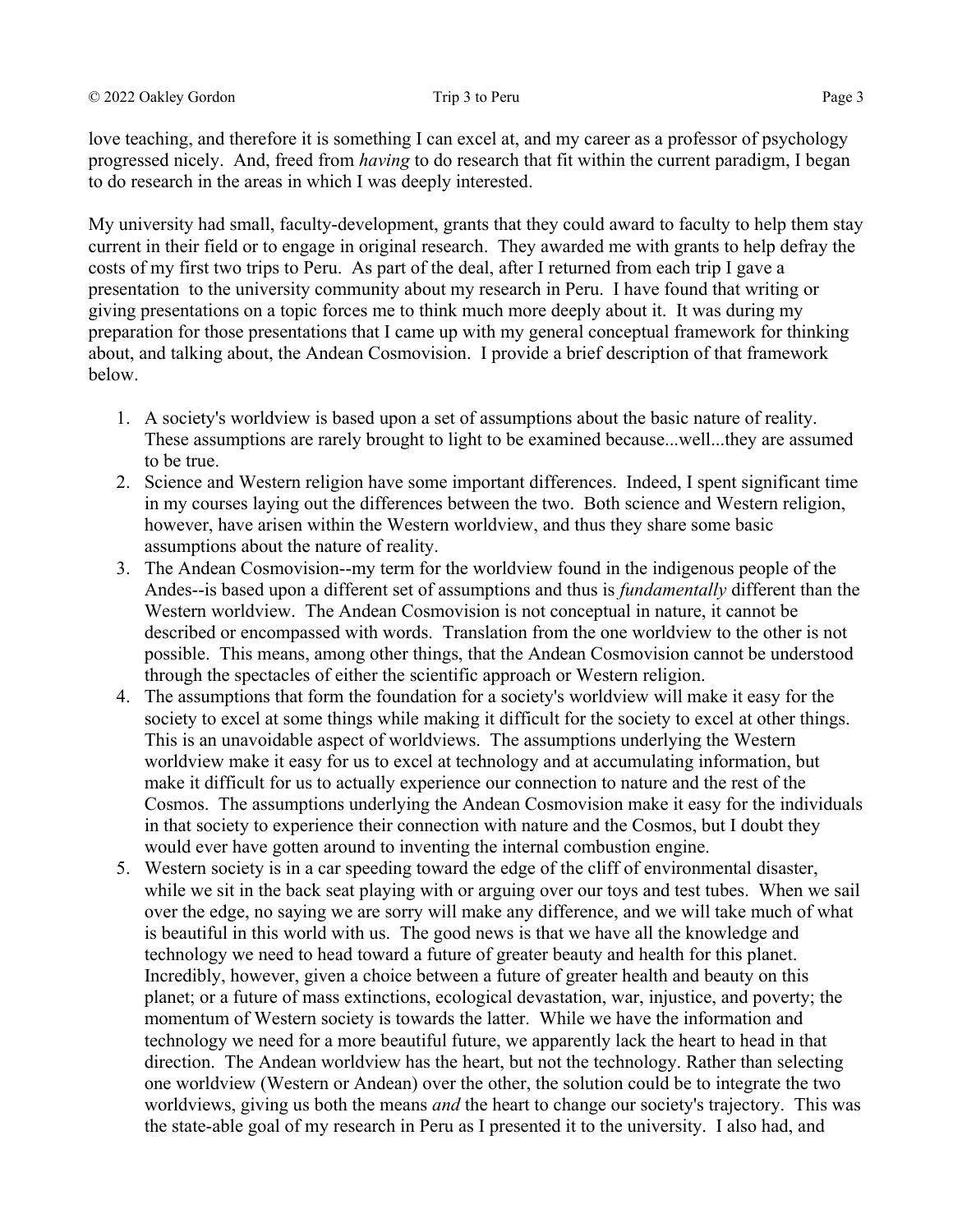love teaching, and therefore it is something I can excel at, and my career as a professor of psychology progressed nicely. And, freed from *having* to do research that fit within the current paradigm, I began to do research in the areas in which I was deeply interested.

My university had small, faculty-development, grants that they could award to faculty to help them stay current in their field or to engage in original research. They awarded me with grants to help defray the costs of my first two trips to Peru. As part of the deal, after I returned from each trip I gave a presentation to the university community about my research in Peru. I have found that writing or giving presentations on a topic forces me to think much more deeply about it. It was during my preparation for those presentations that I came up with my general conceptual framework for thinking about, and talking about, the Andean Cosmovision. I provide a brief description of that framework below.

1. A society's worldview is based upon a set of assumptions about the basic nature of reality. These assumptions are rarely brought to light to be examined because...well...they are assumed to be true.
2. Science and Western religion have some important differences. Indeed, I spent significant time in my courses laying out the differences between the two. Both science and Western religion, however, have arisen within the Western worldview, and thus they share some basic assumptions about the nature of reality.
3. The Andean Cosmovision--my term for the worldview found in the indigenous people of the Andes--is based upon a different set of assumptions and thus is *fundamentally* different than the Western worldview. The Andean Cosmovision is not conceptual in nature, it cannot be described or encompassed with words. Translation from the one worldview to the other is not possible. This means, among other things, that the Andean Cosmovision cannot be understood through the spectacles of either the scientific approach or Western religion.
4. The assumptions that form the foundation for a society's worldview will make it easy for the society to excel at some things while making it difficult for the society to excel at other things. This is an unavoidable aspect of worldviews. The assumptions underlying the Western worldview make it easy for us to excel at technology and at accumulating information, but make it difficult for us to actually experience our connection to nature and the rest of the Cosmos. The assumptions underlying the Andean Cosmovision make it easy for the individuals in that society to experience their connection with nature and the Cosmos, but I doubt they would ever have gotten around to inventing the internal combustion engine.
5. Western society is in a car speeding toward the edge of the cliff of environmental disaster, while we sit in the back seat playing with or arguing over our toys and test tubes. When we sail over the edge, no saying we are sorry will make any difference, and we will take much of what is beautiful in this world with us. The good news is that we have all the knowledge and technology we need to head toward a future of greater beauty and health for this planet. Incredibly, however, given a choice between a future of greater health and beauty on this planet; or a future of mass extinctions, ecological devastation, war, injustice, and poverty; the momentum of Western society is towards the latter. While we have the information and technology we need for a more beautiful future, we apparently lack the heart to head in that direction. The Andean worldview has the heart, but not the technology. Rather than selecting one worldview (Western or Andean) over the other, the solution could be to integrate the two worldviews, giving us both the means *and* the heart to change our society's trajectory. This was the state-able goal of my research in Peru as I presented it to the university. I also had, and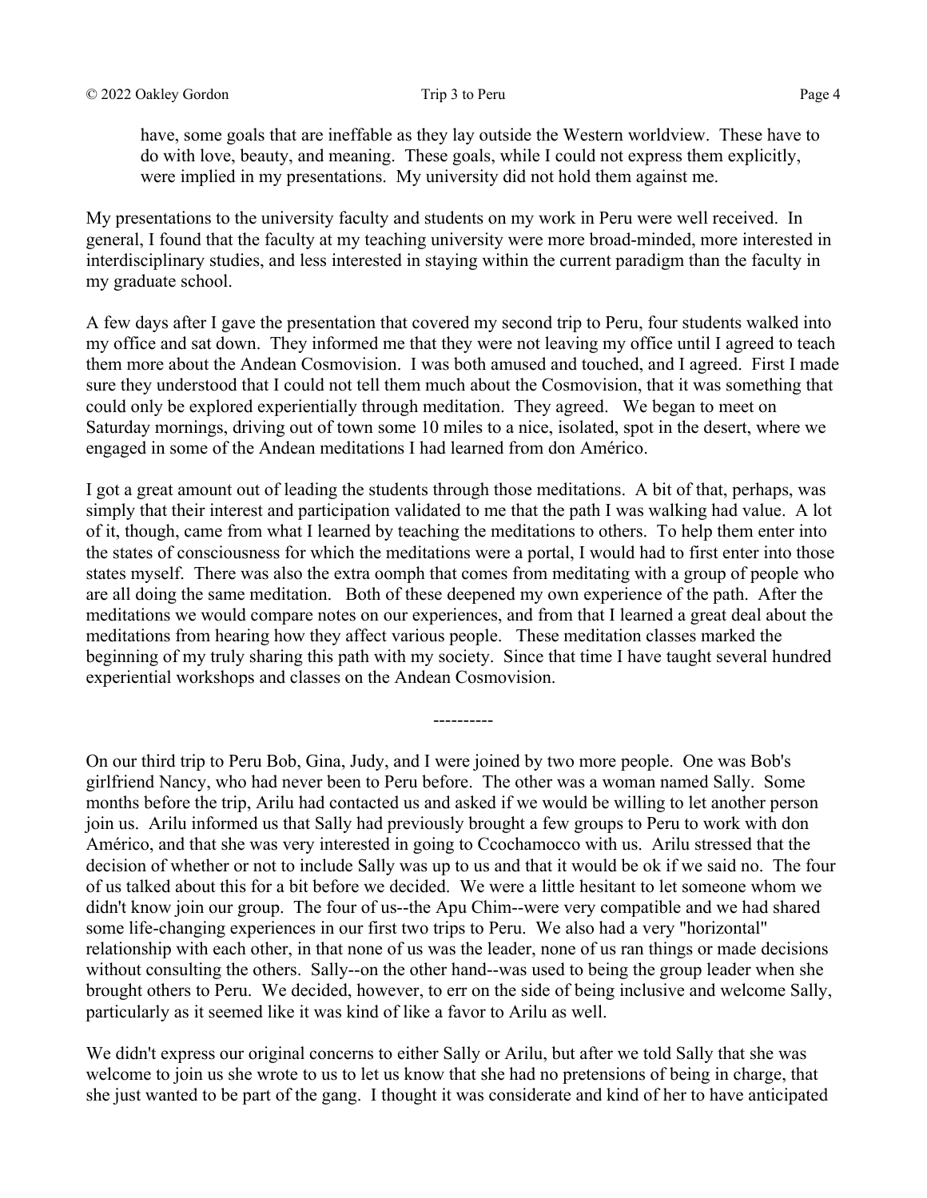have, some goals that are ineffable as they lay outside the Western worldview. These have to do with love, beauty, and meaning. These goals, while I could not express them explicitly, were implied in my presentations. My university did not hold them against me.

My presentations to the university faculty and students on my work in Peru were well received. In general, I found that the faculty at my teaching university were more broad-minded, more interested in interdisciplinary studies, and less interested in staying within the current paradigm than the faculty in my graduate school.

A few days after I gave the presentation that covered my second trip to Peru, four students walked into my office and sat down. They informed me that they were not leaving my office until I agreed to teach them more about the Andean Cosmovision. I was both amused and touched, and I agreed. First I made sure they understood that I could not tell them much about the Cosmovision, that it was something that could only be explored experientially through meditation. They agreed. We began to meet on Saturday mornings, driving out of town some 10 miles to a nice, isolated, spot in the desert, where we engaged in some of the Andean meditations I had learned from don Américo.

I got a great amount out of leading the students through those meditations. A bit of that, perhaps, was simply that their interest and participation validated to me that the path I was walking had value. A lot of it, though, came from what I learned by teaching the meditations to others. To help them enter into the states of consciousness for which the meditations were a portal, I would had to first enter into those states myself. There was also the extra oomph that comes from meditating with a group of people who are all doing the same meditation. Both of these deepened my own experience of the path. After the meditations we would compare notes on our experiences, and from that I learned a great deal about the meditations from hearing how they affect various people. These meditation classes marked the beginning of my truly sharing this path with my society. Since that time I have taught several hundred experiential workshops and classes on the Andean Cosmovision.

----------

On our third trip to Peru Bob, Gina, Judy, and I were joined by two more people. One was Bob's girlfriend Nancy, who had never been to Peru before. The other was a woman named Sally. Some months before the trip, Arilu had contacted us and asked if we would be willing to let another person join us. Arilu informed us that Sally had previously brought a few groups to Peru to work with don Américo, and that she was very interested in going to Ccochamocco with us. Arilu stressed that the decision of whether or not to include Sally was up to us and that it would be ok if we said no. The four of us talked about this for a bit before we decided. We were a little hesitant to let someone whom we didn't know join our group. The four of us--the Apu Chim--were very compatible and we had shared some life-changing experiences in our first two trips to Peru. We also had a very "horizontal" relationship with each other, in that none of us was the leader, none of us ran things or made decisions without consulting the others. Sally--on the other hand--was used to being the group leader when she brought others to Peru. We decided, however, to err on the side of being inclusive and welcome Sally, particularly as it seemed like it was kind of like a favor to Arilu as well.

We didn't express our original concerns to either Sally or Arilu, but after we told Sally that she was welcome to join us she wrote to us to let us know that she had no pretensions of being in charge, that she just wanted to be part of the gang. I thought it was considerate and kind of her to have anticipated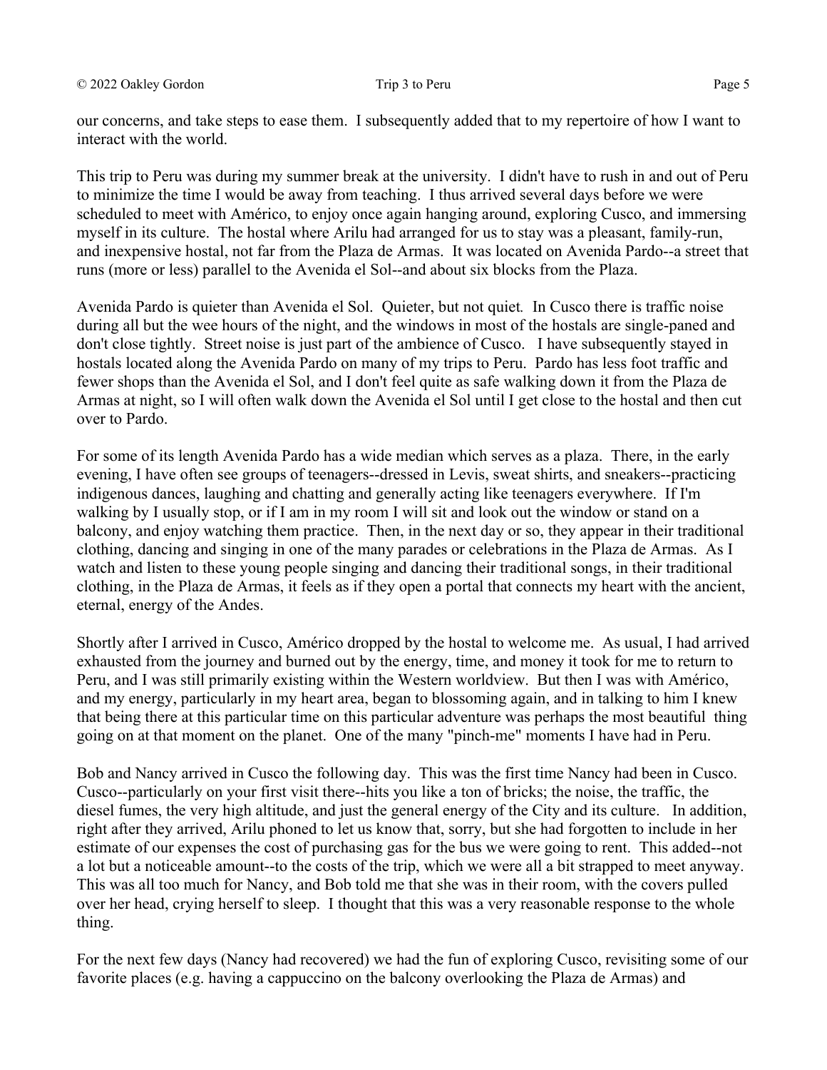our concerns, and take steps to ease them. I subsequently added that to my repertoire of how I want to interact with the world.

This trip to Peru was during my summer break at the university. I didn't have to rush in and out of Peru to minimize the time I would be away from teaching. I thus arrived several days before we were scheduled to meet with Américo, to enjoy once again hanging around, exploring Cusco, and immersing myself in its culture. The hostal where Arilu had arranged for us to stay was a pleasant, family-run, and inexpensive hostal, not far from the Plaza de Armas. It was located on Avenida Pardo--a street that runs (more or less) parallel to the Avenida el Sol--and about six blocks from the Plaza.

Avenida Pardo is quieter than Avenida el Sol. Quieter, but not quiet*.* In Cusco there is traffic noise during all but the wee hours of the night, and the windows in most of the hostals are single-paned and don't close tightly. Street noise is just part of the ambience of Cusco. I have subsequently stayed in hostals located along the Avenida Pardo on many of my trips to Peru. Pardo has less foot traffic and fewer shops than the Avenida el Sol, and I don't feel quite as safe walking down it from the Plaza de Armas at night, so I will often walk down the Avenida el Sol until I get close to the hostal and then cut over to Pardo.

For some of its length Avenida Pardo has a wide median which serves as a plaza. There, in the early evening, I have often see groups of teenagers--dressed in Levis, sweat shirts, and sneakers--practicing indigenous dances, laughing and chatting and generally acting like teenagers everywhere. If I'm walking by I usually stop, or if I am in my room I will sit and look out the window or stand on a balcony, and enjoy watching them practice. Then, in the next day or so, they appear in their traditional clothing, dancing and singing in one of the many parades or celebrations in the Plaza de Armas. As I watch and listen to these young people singing and dancing their traditional songs, in their traditional clothing, in the Plaza de Armas, it feels as if they open a portal that connects my heart with the ancient, eternal, energy of the Andes.

Shortly after I arrived in Cusco, Américo dropped by the hostal to welcome me. As usual, I had arrived exhausted from the journey and burned out by the energy, time, and money it took for me to return to Peru, and I was still primarily existing within the Western worldview. But then I was with Américo, and my energy, particularly in my heart area, began to blossoming again, and in talking to him I knew that being there at this particular time on this particular adventure was perhaps the most beautiful thing going on at that moment on the planet. One of the many "pinch-me" moments I have had in Peru.

Bob and Nancy arrived in Cusco the following day. This was the first time Nancy had been in Cusco. Cusco--particularly on your first visit there--hits you like a ton of bricks; the noise, the traffic, the diesel fumes, the very high altitude, and just the general energy of the City and its culture. In addition, right after they arrived, Arilu phoned to let us know that, sorry, but she had forgotten to include in her estimate of our expenses the cost of purchasing gas for the bus we were going to rent. This added--not a lot but a noticeable amount--to the costs of the trip, which we were all a bit strapped to meet anyway. This was all too much for Nancy, and Bob told me that she was in their room, with the covers pulled over her head, crying herself to sleep. I thought that this was a very reasonable response to the whole thing.

For the next few days (Nancy had recovered) we had the fun of exploring Cusco, revisiting some of our favorite places (e.g. having a cappuccino on the balcony overlooking the Plaza de Armas) and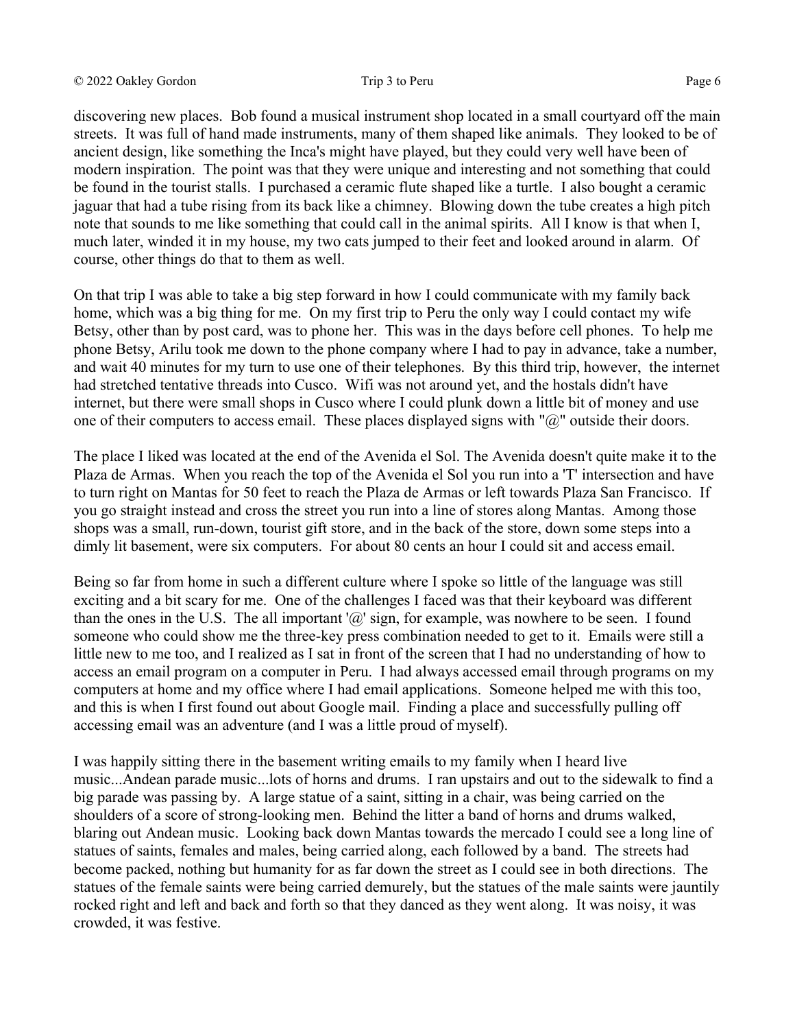discovering new places. Bob found a musical instrument shop located in a small courtyard off the main streets. It was full of hand made instruments, many of them shaped like animals. They looked to be of ancient design, like something the Inca's might have played, but they could very well have been of modern inspiration. The point was that they were unique and interesting and not something that could be found in the tourist stalls. I purchased a ceramic flute shaped like a turtle. I also bought a ceramic jaguar that had a tube rising from its back like a chimney. Blowing down the tube creates a high pitch note that sounds to me like something that could call in the animal spirits. All I know is that when I, much later, winded it in my house, my two cats jumped to their feet and looked around in alarm. Of course, other things do that to them as well.

On that trip I was able to take a big step forward in how I could communicate with my family back home, which was a big thing for me. On my first trip to Peru the only way I could contact my wife Betsy, other than by post card, was to phone her. This was in the days before cell phones. To help me phone Betsy, Arilu took me down to the phone company where I had to pay in advance, take a number, and wait 40 minutes for my turn to use one of their telephones. By this third trip, however, the internet had stretched tentative threads into Cusco. Wifi was not around yet, and the hostals didn't have internet, but there were small shops in Cusco where I could plunk down a little bit of money and use one of their computers to access email. These places displayed signs with "@" outside their doors.

The place I liked was located at the end of the Avenida el Sol. The Avenida doesn't quite make it to the Plaza de Armas. When you reach the top of the Avenida el Sol you run into a 'T' intersection and have to turn right on Mantas for 50 feet to reach the Plaza de Armas or left towards Plaza San Francisco. If you go straight instead and cross the street you run into a line of stores along Mantas. Among those shops was a small, run-down, tourist gift store, and in the back of the store, down some steps into a dimly lit basement, were six computers. For about 80 cents an hour I could sit and access email.

Being so far from home in such a different culture where I spoke so little of the language was still exciting and a bit scary for me. One of the challenges I faced was that their keyboard was different than the ones in the U.S. The all important '@' sign, for example, was nowhere to be seen. I found someone who could show me the three-key press combination needed to get to it. Emails were still a little new to me too, and I realized as I sat in front of the screen that I had no understanding of how to access an email program on a computer in Peru. I had always accessed email through programs on my computers at home and my office where I had email applications. Someone helped me with this too, and this is when I first found out about Google mail. Finding a place and successfully pulling off accessing email was an adventure (and I was a little proud of myself).

I was happily sitting there in the basement writing emails to my family when I heard live music...Andean parade music...lots of horns and drums. I ran upstairs and out to the sidewalk to find a big parade was passing by. A large statue of a saint, sitting in a chair, was being carried on the shoulders of a score of strong-looking men. Behind the litter a band of horns and drums walked, blaring out Andean music. Looking back down Mantas towards the mercado I could see a long line of statues of saints, females and males, being carried along, each followed by a band. The streets had become packed, nothing but humanity for as far down the street as I could see in both directions. The statues of the female saints were being carried demurely, but the statues of the male saints were jauntily rocked right and left and back and forth so that they danced as they went along. It was noisy, it was crowded, it was festive.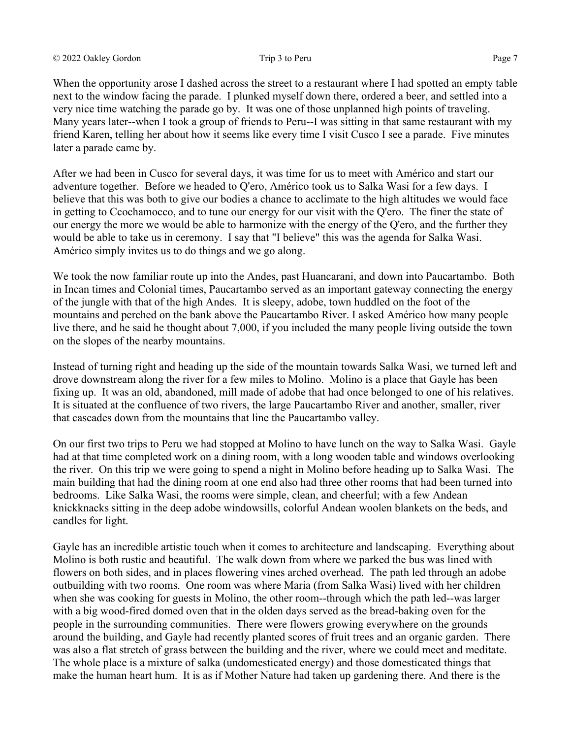When the opportunity arose I dashed across the street to a restaurant where I had spotted an empty table next to the window facing the parade. I plunked myself down there, ordered a beer, and settled into a very nice time watching the parade go by. It was one of those unplanned high points of traveling. Many years later--when I took a group of friends to Peru--I was sitting in that same restaurant with my friend Karen, telling her about how it seems like every time I visit Cusco I see a parade. Five minutes later a parade came by.

After we had been in Cusco for several days, it was time for us to meet with Américo and start our adventure together. Before we headed to Q'ero, Américo took us to Salka Wasi for a few days. I believe that this was both to give our bodies a chance to acclimate to the high altitudes we would face in getting to Ccochamocco, and to tune our energy for our visit with the Q'ero. The finer the state of our energy the more we would be able to harmonize with the energy of the Q'ero, and the further they would be able to take us in ceremony. I say that "I believe" this was the agenda for Salka Wasi. Américo simply invites us to do things and we go along.

We took the now familiar route up into the Andes, past Huancarani, and down into Paucartambo. Both in Incan times and Colonial times, Paucartambo served as an important gateway connecting the energy of the jungle with that of the high Andes. It is sleepy, adobe, town huddled on the foot of the mountains and perched on the bank above the Paucartambo River. I asked Américo how many people live there, and he said he thought about 7,000, if you included the many people living outside the town on the slopes of the nearby mountains.

Instead of turning right and heading up the side of the mountain towards Salka Wasi, we turned left and drove downstream along the river for a few miles to Molino. Molino is a place that Gayle has been fixing up. It was an old, abandoned, mill made of adobe that had once belonged to one of his relatives. It is situated at the confluence of two rivers, the large Paucartambo River and another, smaller, river that cascades down from the mountains that line the Paucartambo valley.

On our first two trips to Peru we had stopped at Molino to have lunch on the way to Salka Wasi. Gayle had at that time completed work on a dining room, with a long wooden table and windows overlooking the river. On this trip we were going to spend a night in Molino before heading up to Salka Wasi. The main building that had the dining room at one end also had three other rooms that had been turned into bedrooms. Like Salka Wasi, the rooms were simple, clean, and cheerful; with a few Andean knickknacks sitting in the deep adobe windowsills, colorful Andean woolen blankets on the beds, and candles for light.

Gayle has an incredible artistic touch when it comes to architecture and landscaping. Everything about Molino is both rustic and beautiful. The walk down from where we parked the bus was lined with flowers on both sides, and in places flowering vines arched overhead. The path led through an adobe outbuilding with two rooms. One room was where Maria (from Salka Wasi) lived with her children when she was cooking for guests in Molino, the other room--through which the path led--was larger with a big wood-fired domed oven that in the olden days served as the bread-baking oven for the people in the surrounding communities. There were flowers growing everywhere on the grounds around the building, and Gayle had recently planted scores of fruit trees and an organic garden. There was also a flat stretch of grass between the building and the river, where we could meet and meditate. The whole place is a mixture of salka (undomesticated energy) and those domesticated things that make the human heart hum. It is as if Mother Nature had taken up gardening there. And there is the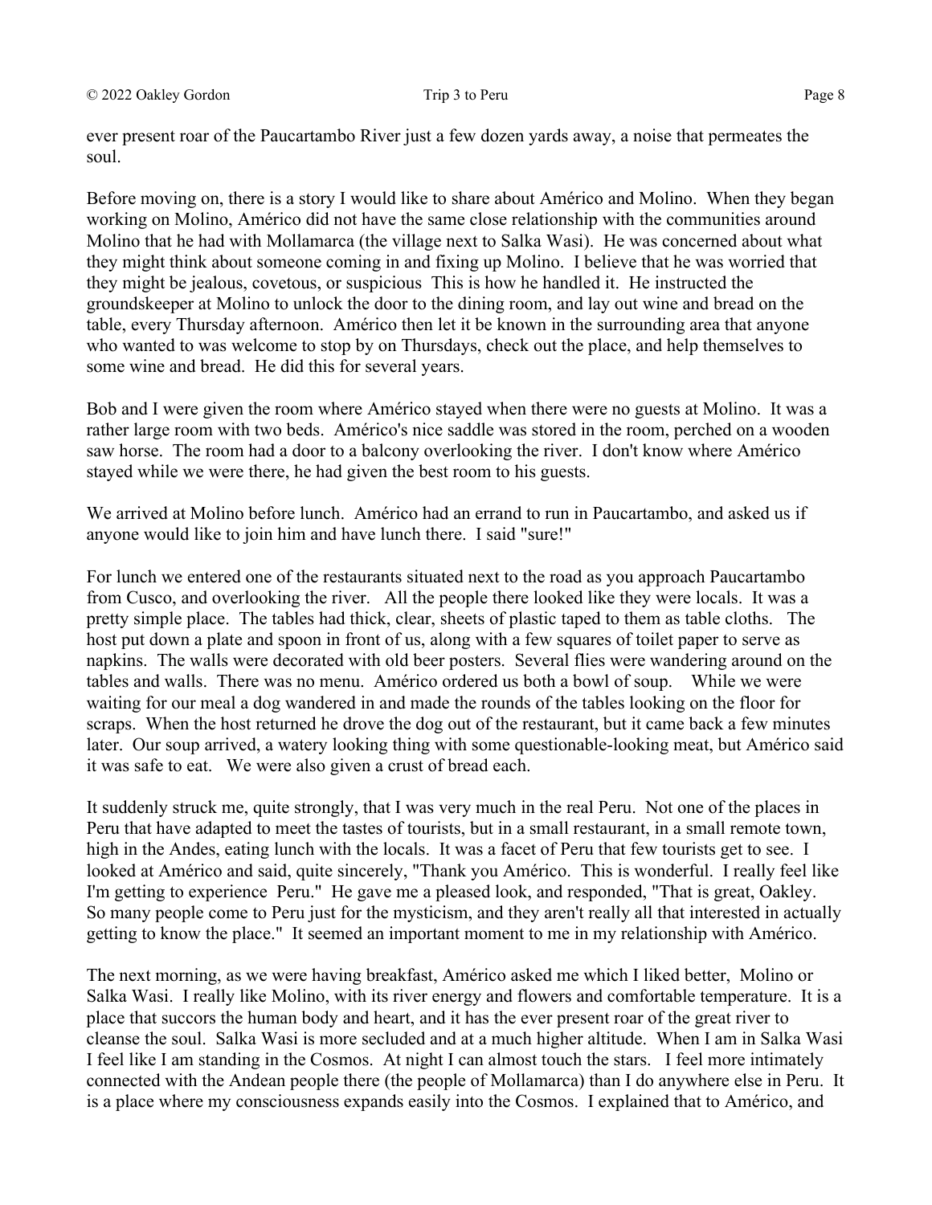ever present roar of the Paucartambo River just a few dozen yards away, a noise that permeates the soul.

Before moving on, there is a story I would like to share about Américo and Molino. When they began working on Molino, Américo did not have the same close relationship with the communities around Molino that he had with Mollamarca (the village next to Salka Wasi). He was concerned about what they might think about someone coming in and fixing up Molino. I believe that he was worried that they might be jealous, covetous, or suspicious This is how he handled it. He instructed the groundskeeper at Molino to unlock the door to the dining room, and lay out wine and bread on the table, every Thursday afternoon. Américo then let it be known in the surrounding area that anyone who wanted to was welcome to stop by on Thursdays, check out the place, and help themselves to some wine and bread. He did this for several years.

Bob and I were given the room where Américo stayed when there were no guests at Molino. It was a rather large room with two beds. Américo's nice saddle was stored in the room, perched on a wooden saw horse. The room had a door to a balcony overlooking the river. I don't know where Américo stayed while we were there, he had given the best room to his guests.

We arrived at Molino before lunch. Américo had an errand to run in Paucartambo, and asked us if anyone would like to join him and have lunch there. I said "sure!"

For lunch we entered one of the restaurants situated next to the road as you approach Paucartambo from Cusco, and overlooking the river. All the people there looked like they were locals. It was a pretty simple place. The tables had thick, clear, sheets of plastic taped to them as table cloths. The host put down a plate and spoon in front of us, along with a few squares of toilet paper to serve as napkins. The walls were decorated with old beer posters. Several flies were wandering around on the tables and walls. There was no menu. Américo ordered us both a bowl of soup. While we were waiting for our meal a dog wandered in and made the rounds of the tables looking on the floor for scraps. When the host returned he drove the dog out of the restaurant, but it came back a few minutes later. Our soup arrived, a watery looking thing with some questionable-looking meat, but Américo said it was safe to eat. We were also given a crust of bread each.

It suddenly struck me, quite strongly, that I was very much in the real Peru. Not one of the places in Peru that have adapted to meet the tastes of tourists, but in a small restaurant, in a small remote town, high in the Andes, eating lunch with the locals. It was a facet of Peru that few tourists get to see. I looked at Américo and said, quite sincerely, "Thank you Américo. This is wonderful. I really feel like I'm getting to experience Peru." He gave me a pleased look, and responded, "That is great, Oakley. So many people come to Peru just for the mysticism, and they aren't really all that interested in actually getting to know the place." It seemed an important moment to me in my relationship with Américo.

The next morning, as we were having breakfast, Américo asked me which I liked better, Molino or Salka Wasi. I really like Molino, with its river energy and flowers and comfortable temperature. It is a place that succors the human body and heart, and it has the ever present roar of the great river to cleanse the soul. Salka Wasi is more secluded and at a much higher altitude. When I am in Salka Wasi I feel like I am standing in the Cosmos. At night I can almost touch the stars. I feel more intimately connected with the Andean people there (the people of Mollamarca) than I do anywhere else in Peru. It is a place where my consciousness expands easily into the Cosmos. I explained that to Américo, and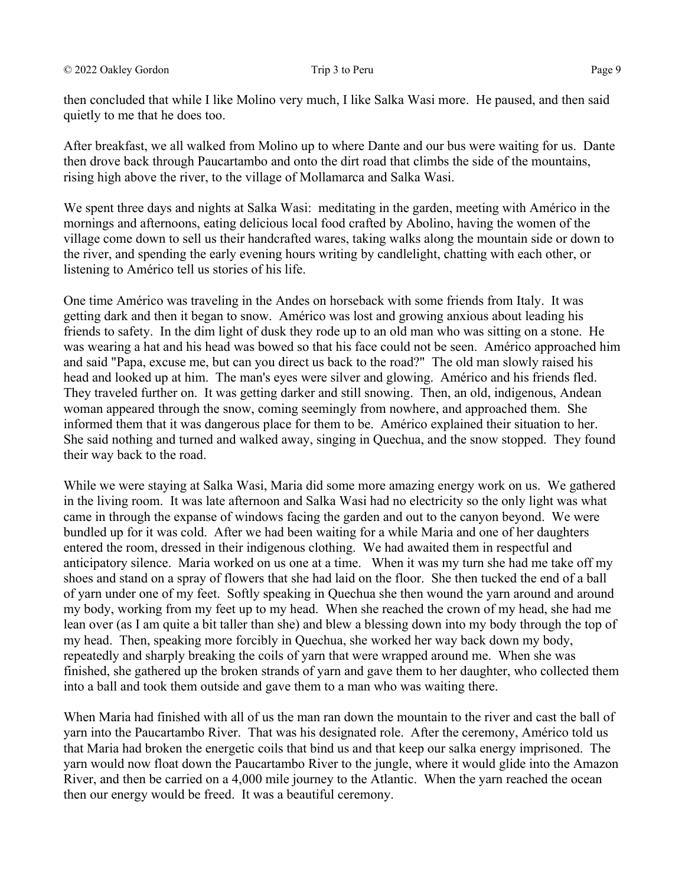then concluded that while I like Molino very much, I like Salka Wasi more. He paused, and then said quietly to me that he does too.

After breakfast, we all walked from Molino up to where Dante and our bus were waiting for us. Dante then drove back through Paucartambo and onto the dirt road that climbs the side of the mountains, rising high above the river, to the village of Mollamarca and Salka Wasi.

We spent three days and nights at Salka Wasi: meditating in the garden, meeting with Américo in the mornings and afternoons, eating delicious local food crafted by Abolino, having the women of the village come down to sell us their handcrafted wares, taking walks along the mountain side or down to the river, and spending the early evening hours writing by candlelight, chatting with each other, or listening to Américo tell us stories of his life.

One time Américo was traveling in the Andes on horseback with some friends from Italy. It was getting dark and then it began to snow. Américo was lost and growing anxious about leading his friends to safety. In the dim light of dusk they rode up to an old man who was sitting on a stone. He was wearing a hat and his head was bowed so that his face could not be seen. Américo approached him and said "Papa, excuse me, but can you direct us back to the road?" The old man slowly raised his head and looked up at him. The man's eyes were silver and glowing. Américo and his friends fled. They traveled further on. It was getting darker and still snowing. Then, an old, indigenous, Andean woman appeared through the snow, coming seemingly from nowhere, and approached them. She informed them that it was dangerous place for them to be. Américo explained their situation to her. She said nothing and turned and walked away, singing in Quechua, and the snow stopped. They found their way back to the road.

While we were staying at Salka Wasi, Maria did some more amazing energy work on us. We gathered in the living room. It was late afternoon and Salka Wasi had no electricity so the only light was what came in through the expanse of windows facing the garden and out to the canyon beyond. We were bundled up for it was cold. After we had been waiting for a while Maria and one of her daughters entered the room, dressed in their indigenous clothing. We had awaited them in respectful and anticipatory silence. Maria worked on us one at a time. When it was my turn she had me take off my shoes and stand on a spray of flowers that she had laid on the floor. She then tucked the end of a ball of yarn under one of my feet. Softly speaking in Quechua she then wound the yarn around and around my body, working from my feet up to my head. When she reached the crown of my head, she had me lean over (as I am quite a bit taller than she) and blew a blessing down into my body through the top of my head. Then, speaking more forcibly in Quechua, she worked her way back down my body, repeatedly and sharply breaking the coils of yarn that were wrapped around me. When she was finished, she gathered up the broken strands of yarn and gave them to her daughter, who collected them into a ball and took them outside and gave them to a man who was waiting there.

When Maria had finished with all of us the man ran down the mountain to the river and cast the ball of yarn into the Paucartambo River. That was his designated role. After the ceremony, Américo told us that Maria had broken the energetic coils that bind us and that keep our salka energy imprisoned. The yarn would now float down the Paucartambo River to the jungle, where it would glide into the Amazon River, and then be carried on a 4,000 mile journey to the Atlantic. When the yarn reached the ocean then our energy would be freed. It was a beautiful ceremony.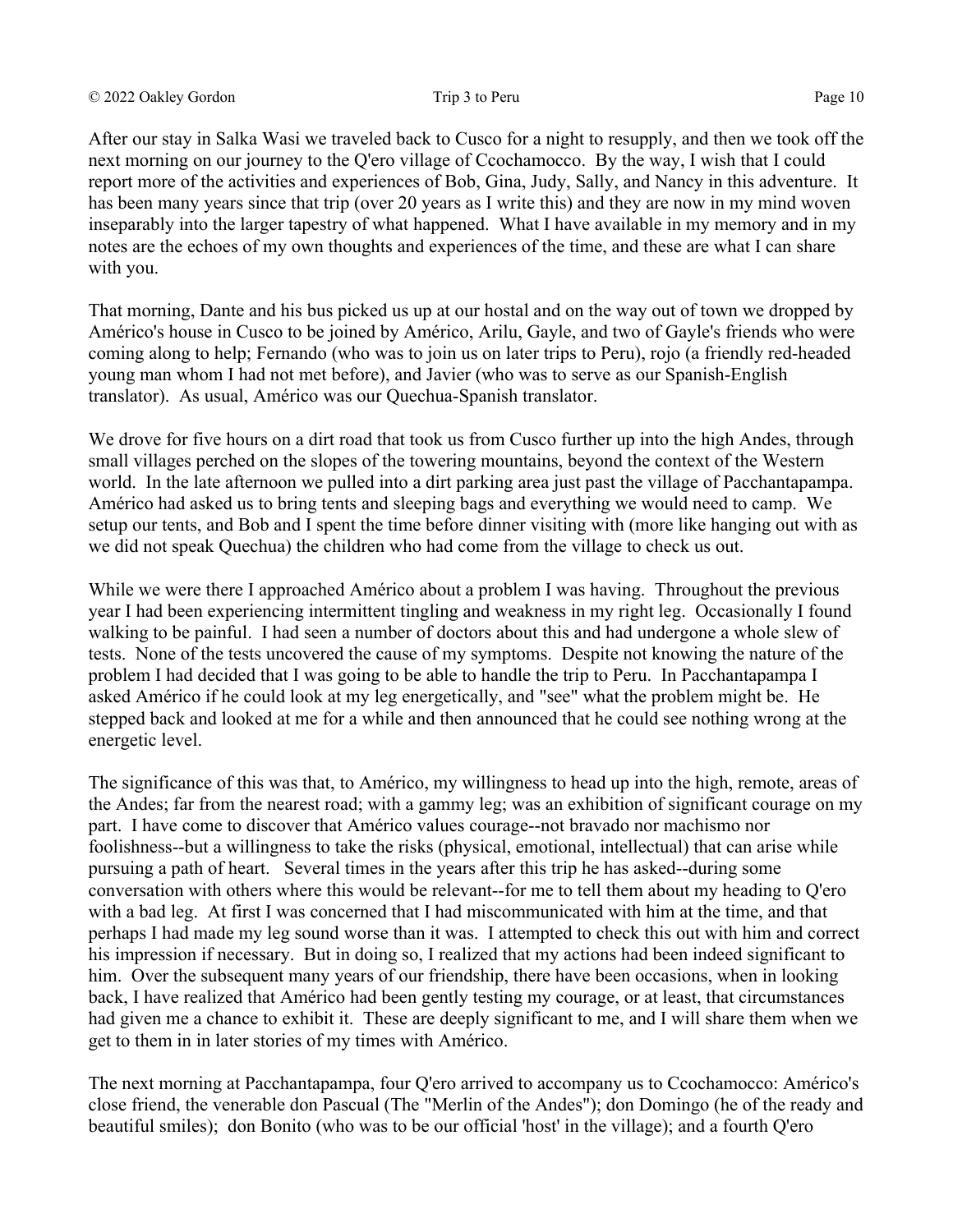After our stay in Salka Wasi we traveled back to Cusco for a night to resupply, and then we took off the next morning on our journey to the Q'ero village of Ccochamocco. By the way, I wish that I could report more of the activities and experiences of Bob, Gina, Judy, Sally, and Nancy in this adventure. It has been many years since that trip (over 20 years as I write this) and they are now in my mind woven inseparably into the larger tapestry of what happened. What I have available in my memory and in my notes are the echoes of my own thoughts and experiences of the time, and these are what I can share with you.

That morning, Dante and his bus picked us up at our hostal and on the way out of town we dropped by Américo's house in Cusco to be joined by Américo, Arilu, Gayle, and two of Gayle's friends who were coming along to help; Fernando (who was to join us on later trips to Peru), rojo (a friendly red-headed young man whom I had not met before), and Javier (who was to serve as our Spanish-English translator). As usual, Américo was our Quechua-Spanish translator.

We drove for five hours on a dirt road that took us from Cusco further up into the high Andes, through small villages perched on the slopes of the towering mountains, beyond the context of the Western world. In the late afternoon we pulled into a dirt parking area just past the village of Pacchantapampa. Américo had asked us to bring tents and sleeping bags and everything we would need to camp. We setup our tents, and Bob and I spent the time before dinner visiting with (more like hanging out with as we did not speak Quechua) the children who had come from the village to check us out.

While we were there I approached Américo about a problem I was having. Throughout the previous year I had been experiencing intermittent tingling and weakness in my right leg. Occasionally I found walking to be painful. I had seen a number of doctors about this and had undergone a whole slew of tests. None of the tests uncovered the cause of my symptoms. Despite not knowing the nature of the problem I had decided that I was going to be able to handle the trip to Peru. In Pacchantapampa I asked Américo if he could look at my leg energetically, and "see" what the problem might be. He stepped back and looked at me for a while and then announced that he could see nothing wrong at the energetic level.

The significance of this was that, to Américo, my willingness to head up into the high, remote, areas of the Andes; far from the nearest road; with a gammy leg; was an exhibition of significant courage on my part. I have come to discover that Américo values courage--not bravado nor machismo nor foolishness--but a willingness to take the risks (physical, emotional, intellectual) that can arise while pursuing a path of heart. Several times in the years after this trip he has asked--during some conversation with others where this would be relevant--for me to tell them about my heading to Q'ero with a bad leg. At first I was concerned that I had miscommunicated with him at the time, and that perhaps I had made my leg sound worse than it was. I attempted to check this out with him and correct his impression if necessary. But in doing so, I realized that my actions had been indeed significant to him. Over the subsequent many years of our friendship, there have been occasions, when in looking back, I have realized that Américo had been gently testing my courage, or at least, that circumstances had given me a chance to exhibit it. These are deeply significant to me, and I will share them when we get to them in in later stories of my times with Américo.

The next morning at Pacchantapampa, four Q'ero arrived to accompany us to Ccochamocco: Américo's close friend, the venerable don Pascual (The "Merlin of the Andes"); don Domingo (he of the ready and beautiful smiles); don Bonito (who was to be our official 'host' in the village); and a fourth Q'ero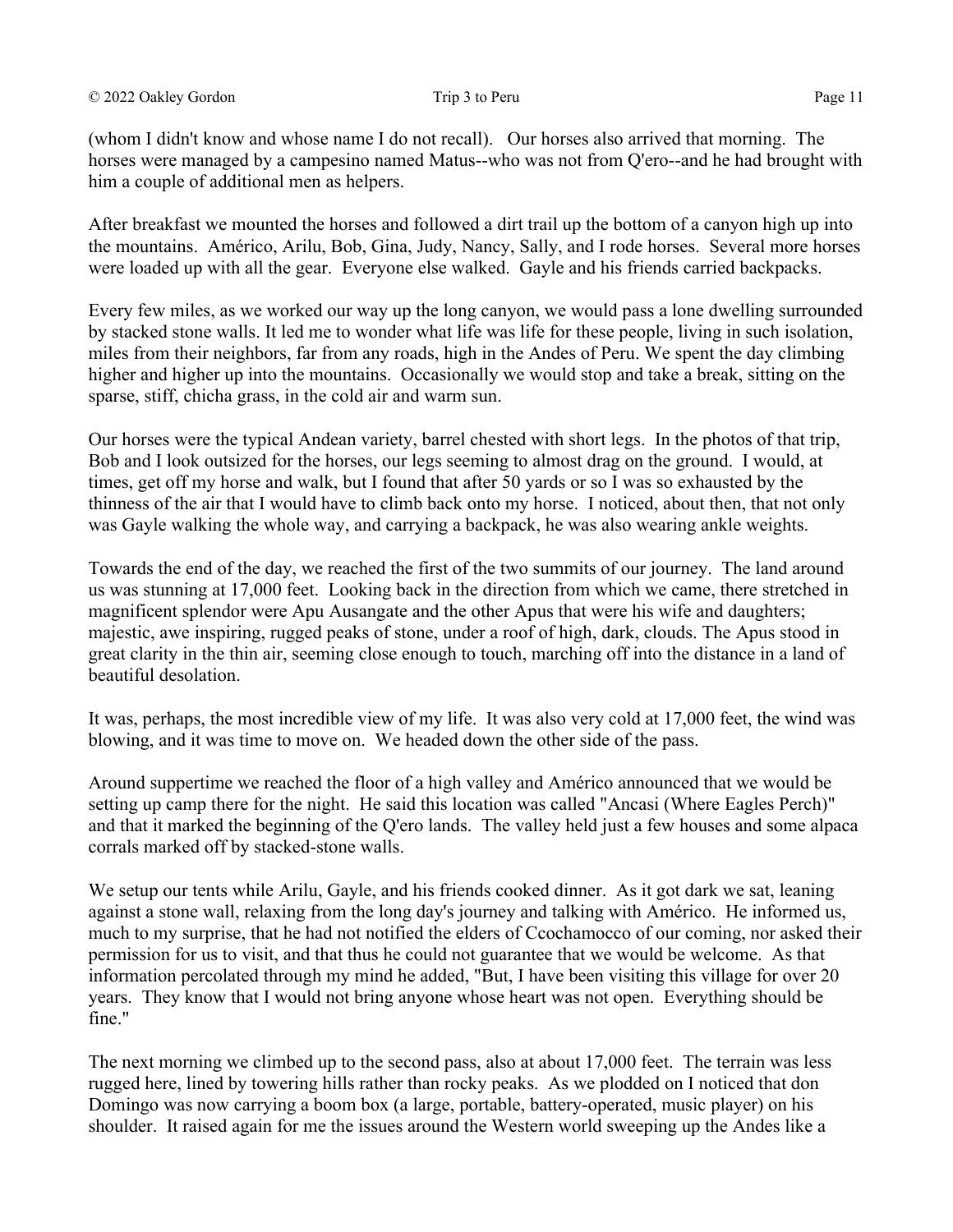(whom I didn't know and whose name I do not recall). Our horses also arrived that morning. The horses were managed by a campesino named Matus--who was not from Q'ero--and he had brought with him a couple of additional men as helpers.

After breakfast we mounted the horses and followed a dirt trail up the bottom of a canyon high up into the mountains. Américo, Arilu, Bob, Gina, Judy, Nancy, Sally, and I rode horses. Several more horses were loaded up with all the gear. Everyone else walked. Gayle and his friends carried backpacks.

Every few miles, as we worked our way up the long canyon, we would pass a lone dwelling surrounded by stacked stone walls. It led me to wonder what life was life for these people, living in such isolation, miles from their neighbors, far from any roads, high in the Andes of Peru. We spent the day climbing higher and higher up into the mountains. Occasionally we would stop and take a break, sitting on the sparse, stiff, chicha grass, in the cold air and warm sun.

Our horses were the typical Andean variety, barrel chested with short legs. In the photos of that trip, Bob and I look outsized for the horses, our legs seeming to almost drag on the ground. I would, at times, get off my horse and walk, but I found that after 50 yards or so I was so exhausted by the thinness of the air that I would have to climb back onto my horse. I noticed, about then, that not only was Gayle walking the whole way, and carrying a backpack, he was also wearing ankle weights.

Towards the end of the day, we reached the first of the two summits of our journey. The land around us was stunning at 17,000 feet. Looking back in the direction from which we came, there stretched in magnificent splendor were Apu Ausangate and the other Apus that were his wife and daughters; majestic, awe inspiring, rugged peaks of stone, under a roof of high, dark, clouds. The Apus stood in great clarity in the thin air, seeming close enough to touch, marching off into the distance in a land of beautiful desolation.

It was, perhaps, the most incredible view of my life. It was also very cold at 17,000 feet, the wind was blowing, and it was time to move on. We headed down the other side of the pass.

Around suppertime we reached the floor of a high valley and Américo announced that we would be setting up camp there for the night. He said this location was called "Ancasi (Where Eagles Perch)" and that it marked the beginning of the Q'ero lands. The valley held just a few houses and some alpaca corrals marked off by stacked-stone walls.

We setup our tents while Arilu, Gayle, and his friends cooked dinner. As it got dark we sat, leaning against a stone wall, relaxing from the long day's journey and talking with Américo. He informed us, much to my surprise, that he had not notified the elders of Ccochamocco of our coming, nor asked their permission for us to visit, and that thus he could not guarantee that we would be welcome. As that information percolated through my mind he added, "But, I have been visiting this village for over 20 years. They know that I would not bring anyone whose heart was not open. Everything should be fine."

The next morning we climbed up to the second pass, also at about 17,000 feet. The terrain was less rugged here, lined by towering hills rather than rocky peaks. As we plodded on I noticed that don Domingo was now carrying a boom box (a large, portable, battery-operated, music player) on his shoulder. It raised again for me the issues around the Western world sweeping up the Andes like a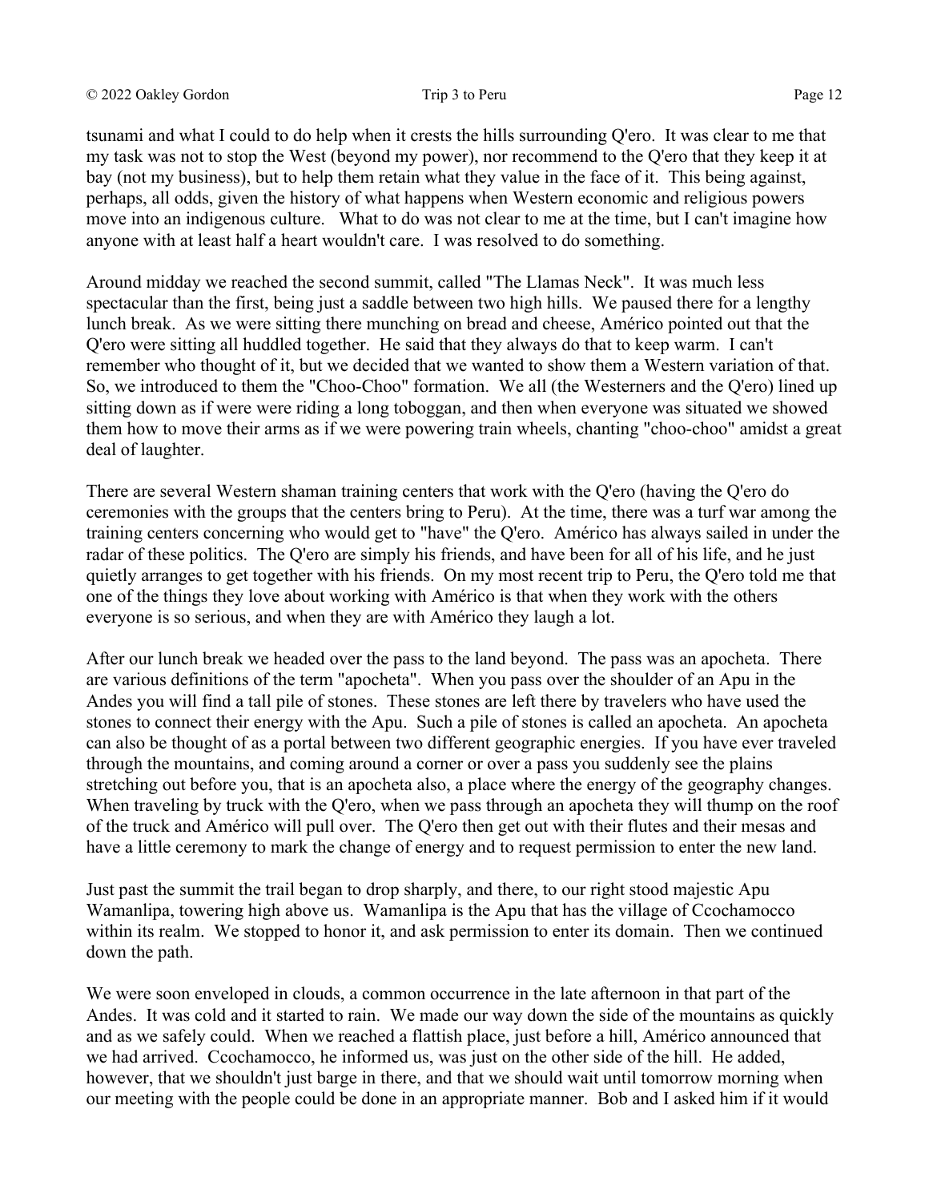tsunami and what I could to do help when it crests the hills surrounding Q'ero. It was clear to me that my task was not to stop the West (beyond my power), nor recommend to the Q'ero that they keep it at bay (not my business), but to help them retain what they value in the face of it. This being against, perhaps, all odds, given the history of what happens when Western economic and religious powers move into an indigenous culture. What to do was not clear to me at the time, but I can't imagine how anyone with at least half a heart wouldn't care. I was resolved to do something.

Around midday we reached the second summit, called "The Llamas Neck". It was much less spectacular than the first, being just a saddle between two high hills. We paused there for a lengthy lunch break. As we were sitting there munching on bread and cheese, Américo pointed out that the Q'ero were sitting all huddled together. He said that they always do that to keep warm. I can't remember who thought of it, but we decided that we wanted to show them a Western variation of that. So, we introduced to them the "Choo-Choo" formation. We all (the Westerners and the Q'ero) lined up sitting down as if were were riding a long toboggan, and then when everyone was situated we showed them how to move their arms as if we were powering train wheels, chanting "choo-choo" amidst a great deal of laughter.

There are several Western shaman training centers that work with the Q'ero (having the Q'ero do ceremonies with the groups that the centers bring to Peru). At the time, there was a turf war among the training centers concerning who would get to "have" the Q'ero. Américo has always sailed in under the radar of these politics. The Q'ero are simply his friends, and have been for all of his life, and he just quietly arranges to get together with his friends. On my most recent trip to Peru, the Q'ero told me that one of the things they love about working with Américo is that when they work with the others everyone is so serious, and when they are with Américo they laugh a lot.

After our lunch break we headed over the pass to the land beyond. The pass was an apocheta. There are various definitions of the term "apocheta". When you pass over the shoulder of an Apu in the Andes you will find a tall pile of stones. These stones are left there by travelers who have used the stones to connect their energy with the Apu. Such a pile of stones is called an apocheta. An apocheta can also be thought of as a portal between two different geographic energies. If you have ever traveled through the mountains, and coming around a corner or over a pass you suddenly see the plains stretching out before you, that is an apocheta also, a place where the energy of the geography changes. When traveling by truck with the Q'ero, when we pass through an apocheta they will thump on the roof of the truck and Américo will pull over. The Q'ero then get out with their flutes and their mesas and have a little ceremony to mark the change of energy and to request permission to enter the new land.

Just past the summit the trail began to drop sharply, and there, to our right stood majestic Apu Wamanlipa, towering high above us. Wamanlipa is the Apu that has the village of Ccochamocco within its realm. We stopped to honor it, and ask permission to enter its domain. Then we continued down the path.

We were soon enveloped in clouds, a common occurrence in the late afternoon in that part of the Andes. It was cold and it started to rain. We made our way down the side of the mountains as quickly and as we safely could. When we reached a flattish place, just before a hill, Américo announced that we had arrived. Ccochamocco, he informed us, was just on the other side of the hill. He added, however, that we shouldn't just barge in there, and that we should wait until tomorrow morning when our meeting with the people could be done in an appropriate manner. Bob and I asked him if it would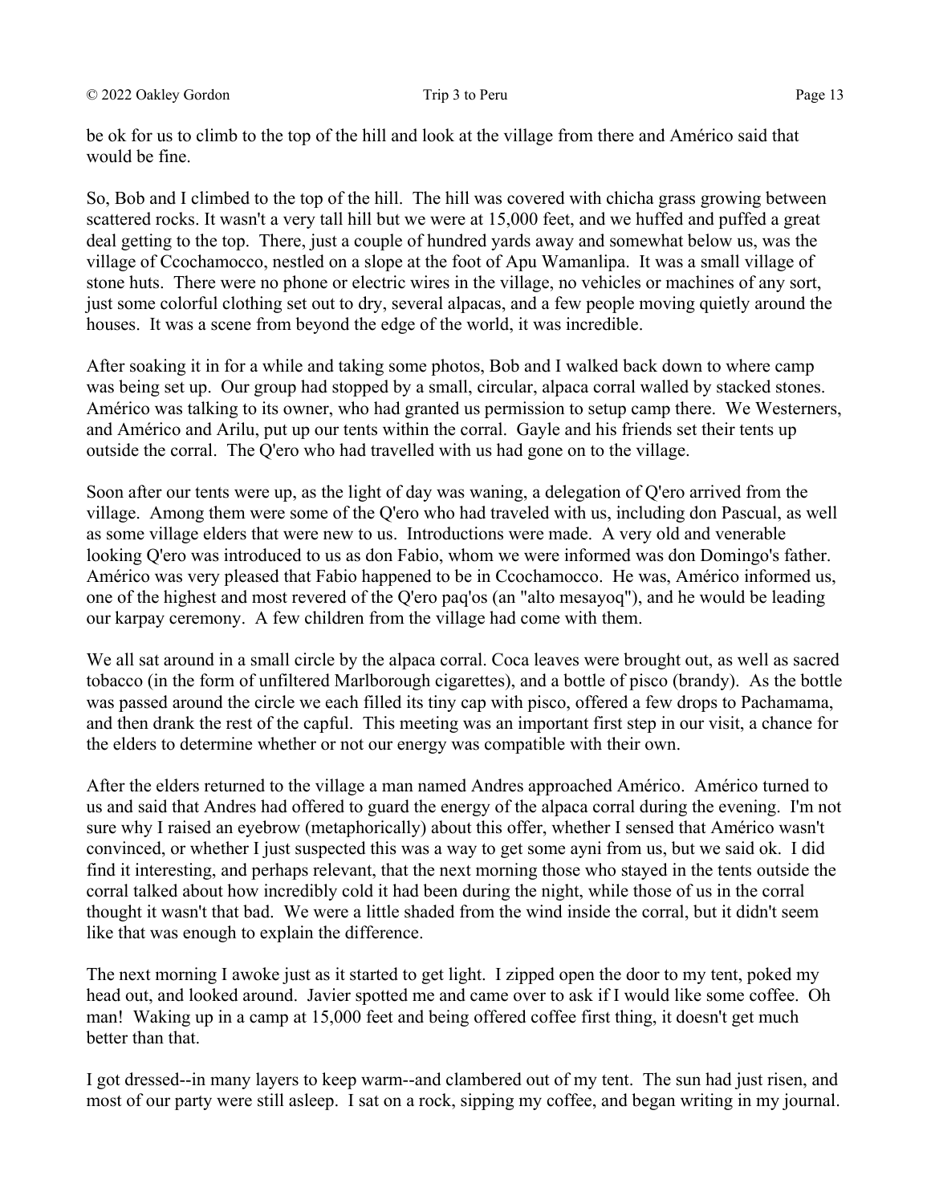be ok for us to climb to the top of the hill and look at the village from there and Américo said that would be fine.

So, Bob and I climbed to the top of the hill. The hill was covered with chicha grass growing between scattered rocks. It wasn't a very tall hill but we were at 15,000 feet, and we huffed and puffed a great deal getting to the top. There, just a couple of hundred yards away and somewhat below us, was the village of Ccochamocco, nestled on a slope at the foot of Apu Wamanlipa. It was a small village of stone huts. There were no phone or electric wires in the village, no vehicles or machines of any sort, just some colorful clothing set out to dry, several alpacas, and a few people moving quietly around the houses. It was a scene from beyond the edge of the world, it was incredible.

After soaking it in for a while and taking some photos, Bob and I walked back down to where camp was being set up. Our group had stopped by a small, circular, alpaca corral walled by stacked stones. Américo was talking to its owner, who had granted us permission to setup camp there. We Westerners, and Américo and Arilu, put up our tents within the corral. Gayle and his friends set their tents up outside the corral. The Q'ero who had travelled with us had gone on to the village.

Soon after our tents were up, as the light of day was waning, a delegation of Q'ero arrived from the village. Among them were some of the Q'ero who had traveled with us, including don Pascual, as well as some village elders that were new to us. Introductions were made. A very old and venerable looking Q'ero was introduced to us as don Fabio, whom we were informed was don Domingo's father. Américo was very pleased that Fabio happened to be in Ccochamocco. He was, Américo informed us, one of the highest and most revered of the Q'ero paq'os (an "alto mesayoq"), and he would be leading our karpay ceremony. A few children from the village had come with them.

We all sat around in a small circle by the alpaca corral. Coca leaves were brought out, as well as sacred tobacco (in the form of unfiltered Marlborough cigarettes), and a bottle of pisco (brandy). As the bottle was passed around the circle we each filled its tiny cap with pisco, offered a few drops to Pachamama, and then drank the rest of the capful. This meeting was an important first step in our visit, a chance for the elders to determine whether or not our energy was compatible with their own.

After the elders returned to the village a man named Andres approached Américo. Américo turned to us and said that Andres had offered to guard the energy of the alpaca corral during the evening. I'm not sure why I raised an eyebrow (metaphorically) about this offer, whether I sensed that Américo wasn't convinced, or whether I just suspected this was a way to get some ayni from us, but we said ok. I did find it interesting, and perhaps relevant, that the next morning those who stayed in the tents outside the corral talked about how incredibly cold it had been during the night, while those of us in the corral thought it wasn't that bad. We were a little shaded from the wind inside the corral, but it didn't seem like that was enough to explain the difference.

The next morning I awoke just as it started to get light. I zipped open the door to my tent, poked my head out, and looked around. Javier spotted me and came over to ask if I would like some coffee. Oh man! Waking up in a camp at 15,000 feet and being offered coffee first thing, it doesn't get much better than that.

I got dressed--in many layers to keep warm--and clambered out of my tent. The sun had just risen, and most of our party were still asleep. I sat on a rock, sipping my coffee, and began writing in my journal.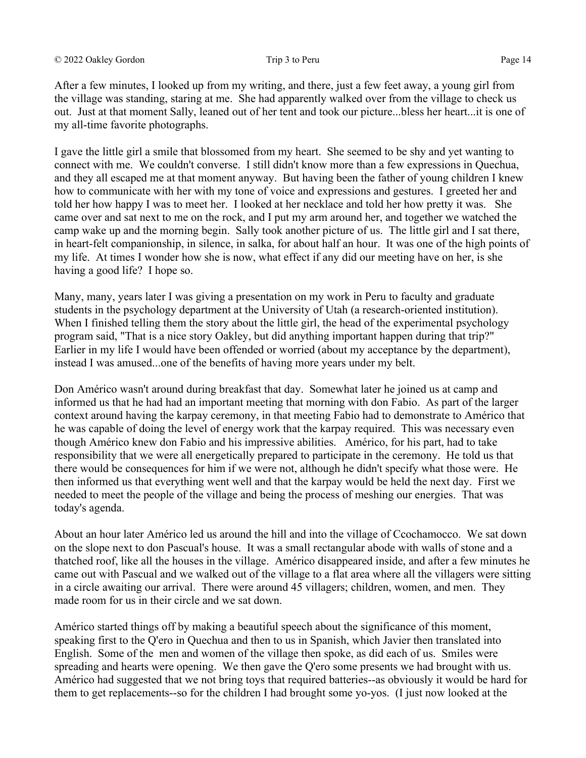After a few minutes, I looked up from my writing, and there, just a few feet away, a young girl from the village was standing, staring at me. She had apparently walked over from the village to check us out. Just at that moment Sally, leaned out of her tent and took our picture...bless her heart...it is one of my all-time favorite photographs.

I gave the little girl a smile that blossomed from my heart. She seemed to be shy and yet wanting to connect with me. We couldn't converse. I still didn't know more than a few expressions in Quechua, and they all escaped me at that moment anyway. But having been the father of young children I knew how to communicate with her with my tone of voice and expressions and gestures. I greeted her and told her how happy I was to meet her. I looked at her necklace and told her how pretty it was. She came over and sat next to me on the rock, and I put my arm around her, and together we watched the camp wake up and the morning begin. Sally took another picture of us. The little girl and I sat there, in heart-felt companionship, in silence, in salka, for about half an hour. It was one of the high points of my life. At times I wonder how she is now, what effect if any did our meeting have on her, is she having a good life? I hope so.

Many, many, years later I was giving a presentation on my work in Peru to faculty and graduate students in the psychology department at the University of Utah (a research-oriented institution). When I finished telling them the story about the little girl, the head of the experimental psychology program said, "That is a nice story Oakley, but did anything important happen during that trip?" Earlier in my life I would have been offended or worried (about my acceptance by the department), instead I was amused...one of the benefits of having more years under my belt.

Don Américo wasn't around during breakfast that day. Somewhat later he joined us at camp and informed us that he had had an important meeting that morning with don Fabio. As part of the larger context around having the karpay ceremony, in that meeting Fabio had to demonstrate to Américo that he was capable of doing the level of energy work that the karpay required. This was necessary even though Américo knew don Fabio and his impressive abilities. Américo, for his part, had to take responsibility that we were all energetically prepared to participate in the ceremony. He told us that there would be consequences for him if we were not, although he didn't specify what those were. He then informed us that everything went well and that the karpay would be held the next day. First we needed to meet the people of the village and being the process of meshing our energies. That was today's agenda.

About an hour later Américo led us around the hill and into the village of Ccochamocco. We sat down on the slope next to don Pascual's house. It was a small rectangular abode with walls of stone and a thatched roof, like all the houses in the village. Américo disappeared inside, and after a few minutes he came out with Pascual and we walked out of the village to a flat area where all the villagers were sitting in a circle awaiting our arrival. There were around 45 villagers; children, women, and men. They made room for us in their circle and we sat down.

Américo started things off by making a beautiful speech about the significance of this moment, speaking first to the Q'ero in Quechua and then to us in Spanish, which Javier then translated into English. Some of the men and women of the village then spoke, as did each of us. Smiles were spreading and hearts were opening. We then gave the Q'ero some presents we had brought with us. Américo had suggested that we not bring toys that required batteries--as obviously it would be hard for them to get replacements--so for the children I had brought some yo-yos. (I just now looked at the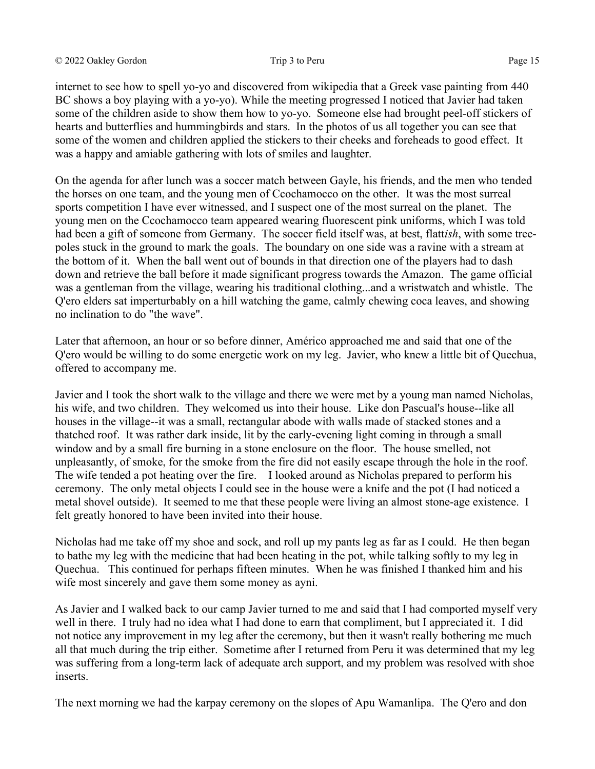internet to see how to spell yo-yo and discovered from wikipedia that a Greek vase painting from 440 BC shows a boy playing with a yo-yo). While the meeting progressed I noticed that Javier had taken some of the children aside to show them how to yo-yo. Someone else had brought peel-off stickers of hearts and butterflies and hummingbirds and stars. In the photos of us all together you can see that some of the women and children applied the stickers to their cheeks and foreheads to good effect. It was a happy and amiable gathering with lots of smiles and laughter.

On the agenda for after lunch was a soccer match between Gayle, his friends, and the men who tended the horses on one team, and the young men of Ccochamocco on the other. It was the most surreal sports competition I have ever witnessed, and I suspect one of the most surreal on the planet. The young men on the Ccochamocco team appeared wearing fluorescent pink uniforms, which I was told had been a gift of someone from Germany. The soccer field itself was, at best, flatt*ish*, with some tree-poles stuck in the ground to mark the goals. The boundary on one side was a ravine with a stream at the bottom of it. When the ball went out of bounds in that direction one of the players had to dash down and retrieve the ball before it made significant progress towards the Amazon. The game official was a gentleman from the village, wearing his traditional clothing...and a wristwatch and whistle. The Q'ero elders sat imperturbably on a hill watching the game, calmly chewing coca leaves, and showing no inclination to do "the wave".

Later that afternoon, an hour or so before dinner, Américo approached me and said that one of the Q'ero would be willing to do some energetic work on my leg. Javier, who knew a little bit of Quechua, offered to accompany me.

Javier and I took the short walk to the village and there we were met by a young man named Nicholas, his wife, and two children. They welcomed us into their house. Like don Pascual's house--like all houses in the village--it was a small, rectangular abode with walls made of stacked stones and a thatched roof. It was rather dark inside, lit by the early-evening light coming in through a small window and by a small fire burning in a stone enclosure on the floor. The house smelled, not unpleasantly, of smoke, for the smoke from the fire did not easily escape through the hole in the roof. The wife tended a pot heating over the fire. I looked around as Nicholas prepared to perform his ceremony. The only metal objects I could see in the house were a knife and the pot (I had noticed a metal shovel outside). It seemed to me that these people were living an almost stone-age existence. I felt greatly honored to have been invited into their house.

Nicholas had me take off my shoe and sock, and roll up my pants leg as far as I could. He then began to bathe my leg with the medicine that had been heating in the pot, while talking softly to my leg in Quechua. This continued for perhaps fifteen minutes. When he was finished I thanked him and his wife most sincerely and gave them some money as ayni.

As Javier and I walked back to our camp Javier turned to me and said that I had comported myself very well in there. I truly had no idea what I had done to earn that compliment, but I appreciated it. I did not notice any improvement in my leg after the ceremony, but then it wasn't really bothering me much all that much during the trip either. Sometime after I returned from Peru it was determined that my leg was suffering from a long-term lack of adequate arch support, and my problem was resolved with shoe inserts.

The next morning we had the karpay ceremony on the slopes of Apu Wamanlipa. The Q'ero and don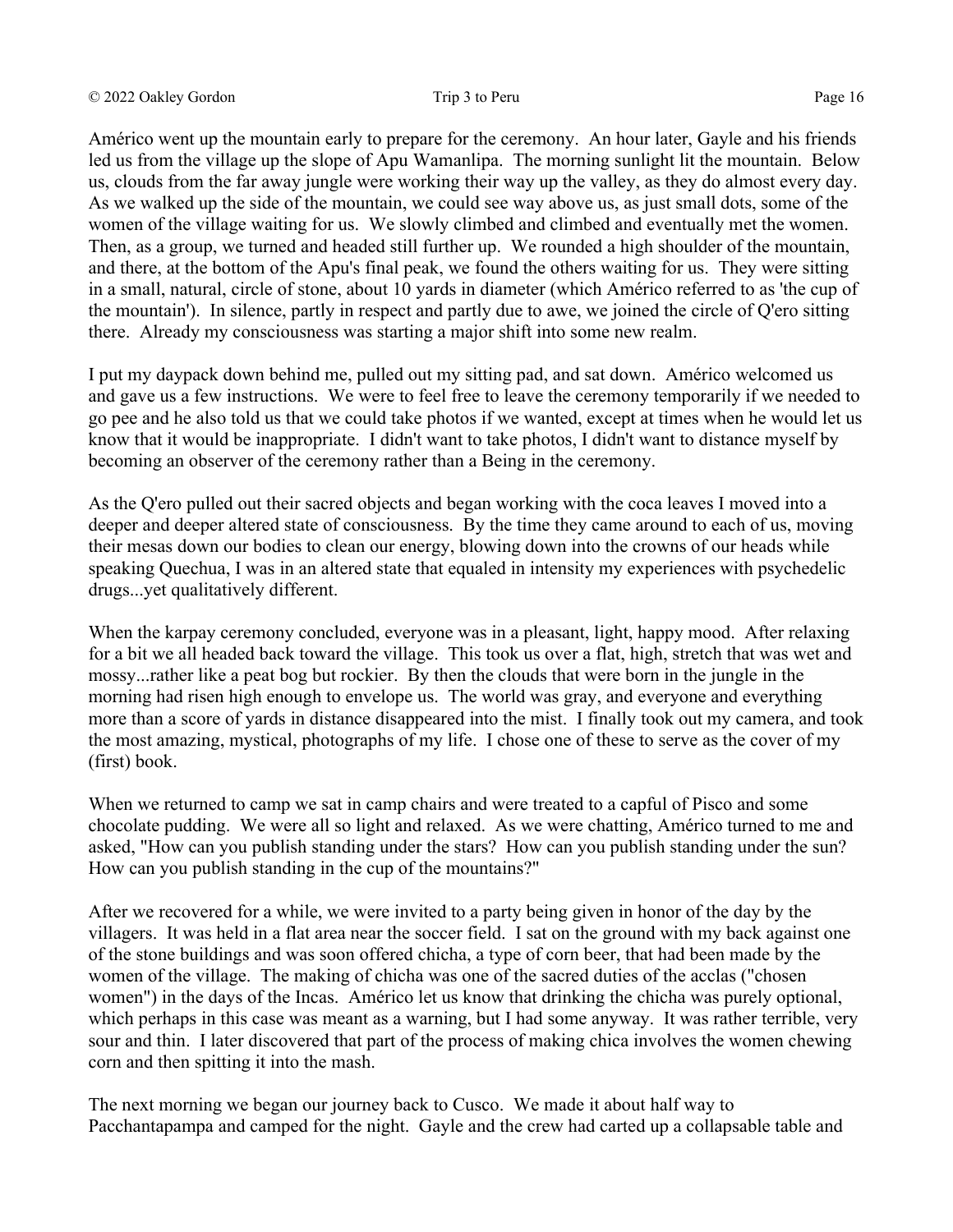Américo went up the mountain early to prepare for the ceremony. An hour later, Gayle and his friends led us from the village up the slope of Apu Wamanlipa. The morning sunlight lit the mountain. Below us, clouds from the far away jungle were working their way up the valley, as they do almost every day. As we walked up the side of the mountain, we could see way above us, as just small dots, some of the women of the village waiting for us. We slowly climbed and climbed and eventually met the women. Then, as a group, we turned and headed still further up. We rounded a high shoulder of the mountain, and there, at the bottom of the Apu's final peak, we found the others waiting for us. They were sitting in a small, natural, circle of stone, about 10 yards in diameter (which Américo referred to as 'the cup of the mountain'). In silence, partly in respect and partly due to awe, we joined the circle of Q'ero sitting there. Already my consciousness was starting a major shift into some new realm.

I put my daypack down behind me, pulled out my sitting pad, and sat down. Américo welcomed us and gave us a few instructions. We were to feel free to leave the ceremony temporarily if we needed to go pee and he also told us that we could take photos if we wanted, except at times when he would let us know that it would be inappropriate. I didn't want to take photos, I didn't want to distance myself by becoming an observer of the ceremony rather than a Being in the ceremony.

As the Q'ero pulled out their sacred objects and began working with the coca leaves I moved into a deeper and deeper altered state of consciousness. By the time they came around to each of us, moving their mesas down our bodies to clean our energy, blowing down into the crowns of our heads while speaking Quechua, I was in an altered state that equaled in intensity my experiences with psychedelic drugs...yet qualitatively different.

When the karpay ceremony concluded, everyone was in a pleasant, light, happy mood. After relaxing for a bit we all headed back toward the village. This took us over a flat, high, stretch that was wet and mossy...rather like a peat bog but rockier. By then the clouds that were born in the jungle in the morning had risen high enough to envelope us. The world was gray, and everyone and everything more than a score of yards in distance disappeared into the mist. I finally took out my camera, and took the most amazing, mystical, photographs of my life. I chose one of these to serve as the cover of my (first) book.

When we returned to camp we sat in camp chairs and were treated to a capful of Pisco and some chocolate pudding. We were all so light and relaxed. As we were chatting, Américo turned to me and asked, "How can you publish standing under the stars? How can you publish standing under the sun? How can you publish standing in the cup of the mountains?"

After we recovered for a while, we were invited to a party being given in honor of the day by the villagers. It was held in a flat area near the soccer field. I sat on the ground with my back against one of the stone buildings and was soon offered chicha, a type of corn beer, that had been made by the women of the village. The making of chicha was one of the sacred duties of the acclas ("chosen women") in the days of the Incas. Américo let us know that drinking the chicha was purely optional, which perhaps in this case was meant as a warning, but I had some anyway. It was rather terrible, very sour and thin. I later discovered that part of the process of making chica involves the women chewing corn and then spitting it into the mash.

The next morning we began our journey back to Cusco. We made it about half way to Pacchantapampa and camped for the night. Gayle and the crew had carted up a collapsable table and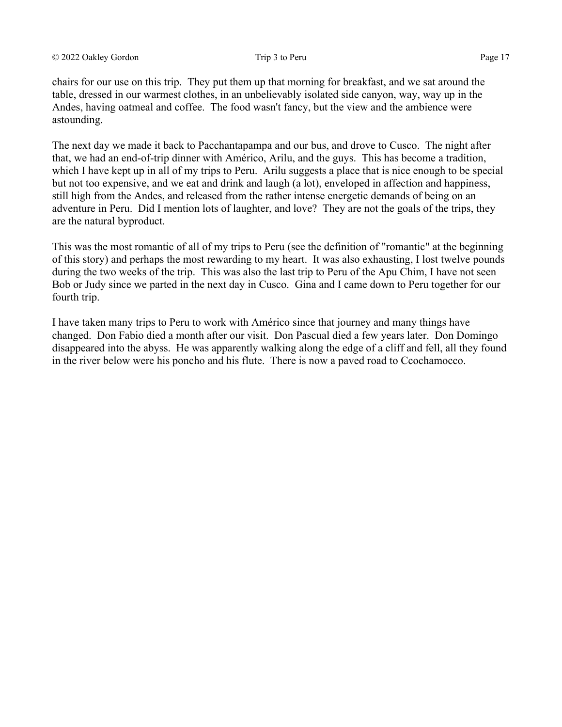chairs for our use on this trip. They put them up that morning for breakfast, and we sat around the table, dressed in our warmest clothes, in an unbelievably isolated side canyon, way, way up in the Andes, having oatmeal and coffee. The food wasn't fancy, but the view and the ambience were astounding.

The next day we made it back to Pacchantapampa and our bus, and drove to Cusco. The night after that, we had an end-of-trip dinner with Américo, Arilu, and the guys. This has become a tradition, which I have kept up in all of my trips to Peru. Arilu suggests a place that is nice enough to be special but not too expensive, and we eat and drink and laugh (a lot), enveloped in affection and happiness, still high from the Andes, and released from the rather intense energetic demands of being on an adventure in Peru. Did I mention lots of laughter, and love? They are not the goals of the trips, they are the natural byproduct.

This was the most romantic of all of my trips to Peru (see the definition of "romantic" at the beginning of this story) and perhaps the most rewarding to my heart. It was also exhausting, I lost twelve pounds during the two weeks of the trip. This was also the last trip to Peru of the Apu Chim, I have not seen Bob or Judy since we parted in the next day in Cusco. Gina and I came down to Peru together for our fourth trip.

I have taken many trips to Peru to work with Américo since that journey and many things have changed. Don Fabio died a month after our visit. Don Pascual died a few years later. Don Domingo disappeared into the abyss. He was apparently walking along the edge of a cliff and fell, all they found in the river below were his poncho and his flute. There is now a paved road to Ccochamocco.